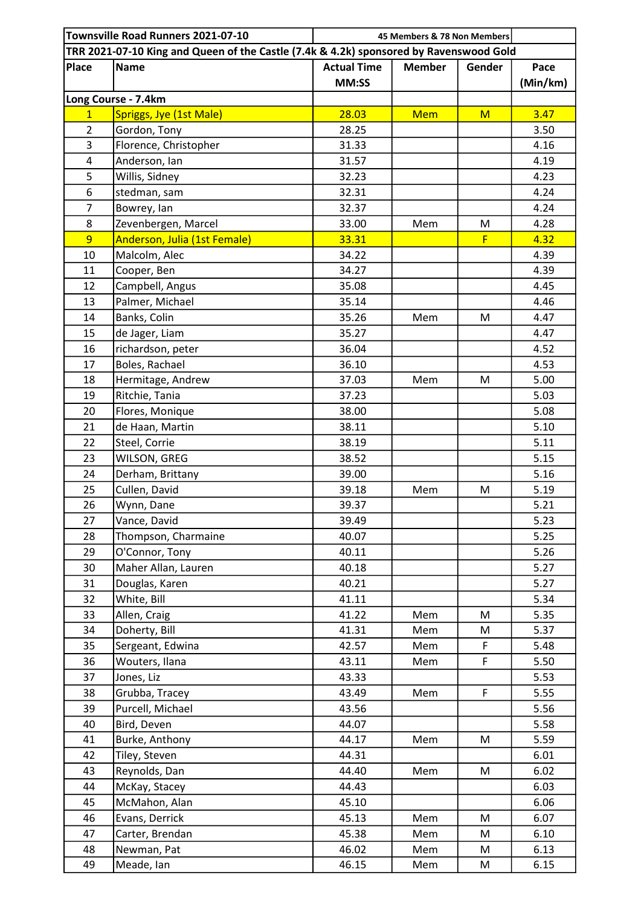| Townsville Road Runners 2021-07-10 | 45 Members & 78 Non Members | | | |
|---|---|---|---|---|
| **TRR 2021-07-10 King and Queen of the Castle (7.4k & 4.2k) sponsored by Ravenswood Gold** | | | | | |

| Place | Name | Actual Time MM:SS | Member | Gender | Pace (Min/km) |
|---|---|---|---|---|---|
| **Long Course - 7.4km** | | | | | |
| 1 | Spriggs, Jye (1st Male) | 28.03 | Mem | M | 3.47 |
| 2 | Gordon, Tony | 28.25 | | | 3.50 |
| 3 | Florence, Christopher | 31.33 | | | 4.16 |
| 4 | Anderson, Ian | 31.57 | | | 4.19 |
| 5 | Willis, Sidney | 32.23 | | | 4.23 |
| 6 | stedman, sam | 32.31 | | | 4.24 |
| 7 | Bowrey, Ian | 32.37 | | | 4.24 |
| 8 | Zevenbergen, Marcel | 33.00 | Mem | M | 4.28 |
| 9 | Anderson, Julia (1st Female) | 33.31 | | F | 4.32 |
| 10 | Malcolm, Alec | 34.22 | | | 4.39 |
| 11 | Cooper, Ben | 34.27 | | | 4.39 |
| 12 | Campbell, Angus | 35.08 | | | 4.45 |
| 13 | Palmer, Michael | 35.14 | | | 4.46 |
| 14 | Banks, Colin | 35.26 | Mem | M | 4.47 |
| 15 | de Jager, Liam | 35.27 | | | 4.47 |
| 16 | richardson, peter | 36.04 | | | 4.52 |
| 17 | Boles, Rachael | 36.10 | | | 4.53 |
| 18 | Hermitage, Andrew | 37.03 | Mem | M | 5.00 |
| 19 | Ritchie, Tania | 37.23 | | | 5.03 |
| 20 | Flores, Monique | 38.00 | | | 5.08 |
| 21 | de Haan, Martin | 38.11 | | | 5.10 |
| 22 | Steel, Corrie | 38.19 | | | 5.11 |
| 23 | WILSON, GREG | 38.52 | | | 5.15 |
| 24 | Derham, Brittany | 39.00 | | | 5.16 |
| 25 | Cullen, David | 39.18 | Mem | M | 5.19 |
| 26 | Wynn, Dane | 39.37 | | | 5.21 |
| 27 | Vance, David | 39.49 | | | 5.23 |
| 28 | Thompson, Charmaine | 40.07 | | | 5.25 |
| 29 | O'Connor, Tony | 40.11 | | | 5.26 |
| 30 | Maher Allan, Lauren | 40.18 | | | 5.27 |
| 31 | Douglas, Karen | 40.21 | | | 5.27 |
| 32 | White, Bill | 41.11 | | | 5.34 |
| 33 | Allen, Craig | 41.22 | Mem | M | 5.35 |
| 34 | Doherty, Bill | 41.31 | Mem | M | 5.37 |
| 35 | Sergeant, Edwina | 42.57 | Mem | F | 5.48 |
| 36 | Wouters, Ilana | 43.11 | Mem | F | 5.50 |
| 37 | Jones, Liz | 43.33 | | | 5.53 |
| 38 | Grubba, Tracey | 43.49 | Mem | F | 5.55 |
| 39 | Purcell, Michael | 43.56 | | | 5.56 |
| 40 | Bird, Deven | 44.07 | | | 5.58 |
| 41 | Burke, Anthony | 44.17 | Mem | M | 5.59 |
| 42 | Tiley, Steven | 44.31 | | | 6.01 |
| 43 | Reynolds, Dan | 44.40 | Mem | M | 6.02 |
| 44 | McKay, Stacey | 44.43 | | | 6.03 |
| 45 | McMahon, Alan | 45.10 | | | 6.06 |
| 46 | Evans, Derrick | 45.13 | Mem | M | 6.07 |
| 47 | Carter, Brendan | 45.38 | Mem | M | 6.10 |
| 48 | Newman, Pat | 46.02 | Mem | M | 6.13 |
| 49 | Meade, Ian | 46.15 | Mem | M | 6.15 |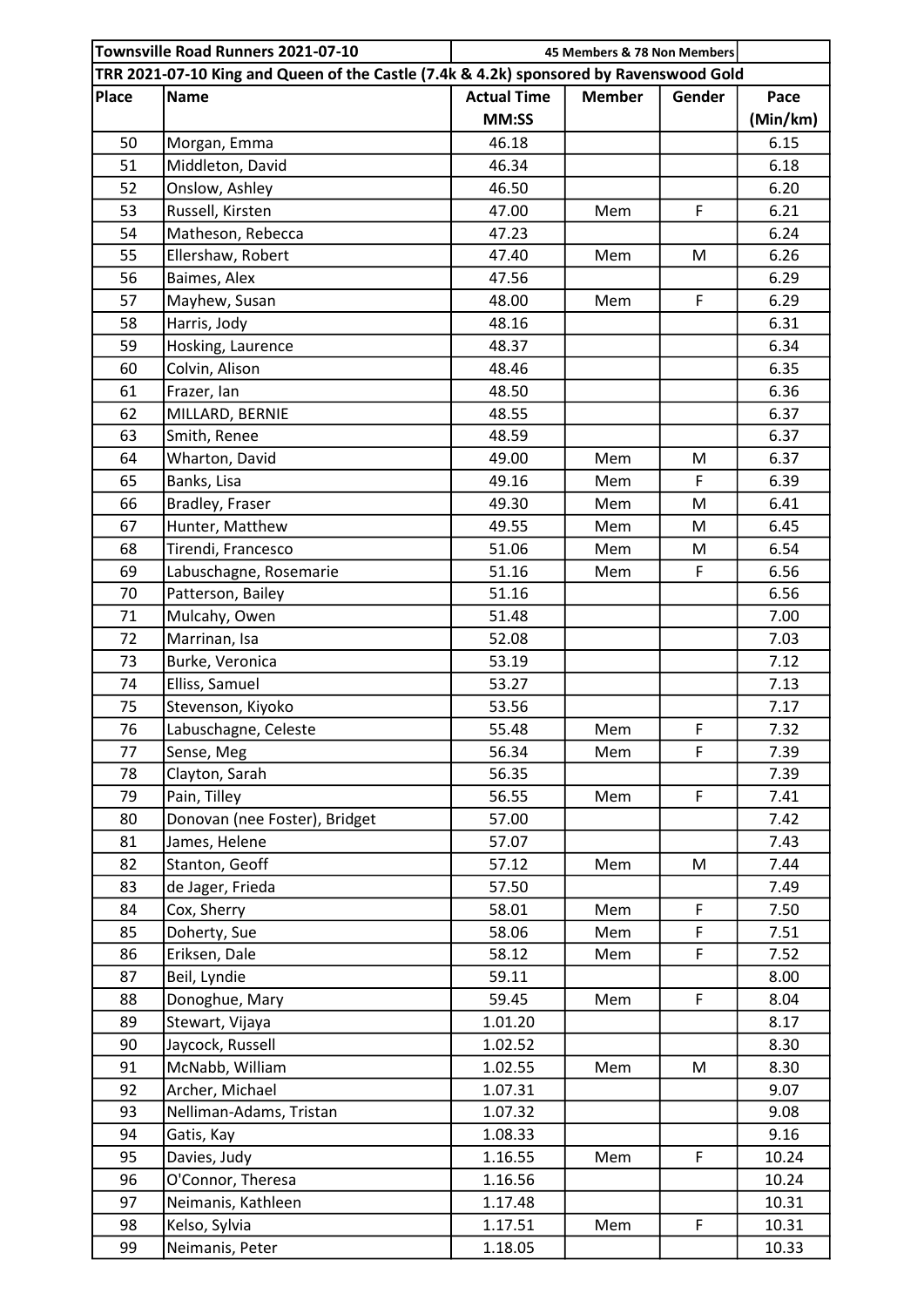| Townsville Road Runners 2021-07-10 | | 45 Members & 78 Non Members | | | |
|---|---|---|---|---|---|
| TRR 2021-07-10 King and Queen of the Castle (7.4k & 4.2k) sponsored by Ravenswood Gold | | | | | |
| **Place** | **Name** | **Actual Time MM:SS** | **Member** | **Gender** | **Pace (Min/km)** |
| 50 | Morgan, Emma | 46.18 | | | 6.15 |
| 51 | Middleton, David | 46.34 | | | 6.18 |
| 52 | Onslow, Ashley | 46.50 | | | 6.20 |
| 53 | Russell, Kirsten | 47.00 | Mem | F | 6.21 |
| 54 | Matheson, Rebecca | 47.23 | | | 6.24 |
| 55 | Ellershaw, Robert | 47.40 | Mem | M | 6.26 |
| 56 | Baimes, Alex | 47.56 | | | 6.29 |
| 57 | Mayhew, Susan | 48.00 | Mem | F | 6.29 |
| 58 | Harris, Jody | 48.16 | | | 6.31 |
| 59 | Hosking, Laurence | 48.37 | | | 6.34 |
| 60 | Colvin, Alison | 48.46 | | | 6.35 |
| 61 | Frazer, Ian | 48.50 | | | 6.36 |
| 62 | MILLARD, BERNIE | 48.55 | | | 6.37 |
| 63 | Smith, Renee | 48.59 | | | 6.37 |
| 64 | Wharton, David | 49.00 | Mem | M | 6.37 |
| 65 | Banks, Lisa | 49.16 | Mem | F | 6.39 |
| 66 | Bradley, Fraser | 49.30 | Mem | M | 6.41 |
| 67 | Hunter, Matthew | 49.55 | Mem | M | 6.45 |
| 68 | Tirendi, Francesco | 51.06 | Mem | M | 6.54 |
| 69 | Labuschagne, Rosemarie | 51.16 | Mem | F | 6.56 |
| 70 | Patterson, Bailey | 51.16 | | | 6.56 |
| 71 | Mulcahy, Owen | 51.48 | | | 7.00 |
| 72 | Marrinan, Isa | 52.08 | | | 7.03 |
| 73 | Burke, Veronica | 53.19 | | | 7.12 |
| 74 | Elliss, Samuel | 53.27 | | | 7.13 |
| 75 | Stevenson, Kiyoko | 53.56 | | | 7.17 |
| 76 | Labuschagne, Celeste | 55.48 | Mem | F | 7.32 |
| 77 | Sense, Meg | 56.34 | Mem | F | 7.39 |
| 78 | Clayton, Sarah | 56.35 | | | 7.39 |
| 79 | Pain, Tilley | 56.55 | Mem | F | 7.41 |
| 80 | Donovan (nee Foster), Bridget | 57.00 | | | 7.42 |
| 81 | James, Helene | 57.07 | | | 7.43 |
| 82 | Stanton, Geoff | 57.12 | Mem | M | 7.44 |
| 83 | de Jager, Frieda | 57.50 | | | 7.49 |
| 84 | Cox, Sherry | 58.01 | Mem | F | 7.50 |
| 85 | Doherty, Sue | 58.06 | Mem | F | 7.51 |
| 86 | Eriksen, Dale | 58.12 | Mem | F | 7.52 |
| 87 | Beil, Lyndie | 59.11 | | | 8.00 |
| 88 | Donoghue, Mary | 59.45 | Mem | F | 8.04 |
| 89 | Stewart, Vijaya | 1.01.20 | | | 8.17 |
| 90 | Jaycock, Russell | 1.02.52 | | | 8.30 |
| 91 | McNabb, William | 1.02.55 | Mem | M | 8.30 |
| 92 | Archer, Michael | 1.07.31 | | | 9.07 |
| 93 | Nelliman-Adams, Tristan | 1.07.32 | | | 9.08 |
| 94 | Gatis, Kay | 1.08.33 | | | 9.16 |
| 95 | Davies, Judy | 1.16.55 | Mem | F | 10.24 |
| 96 | O'Connor, Theresa | 1.16.56 | | | 10.24 |
| 97 | Neimanis, Kathleen | 1.17.48 | | | 10.31 |
| 98 | Kelso, Sylvia | 1.17.51 | Mem | F | 10.31 |
| 99 | Neimanis, Peter | 1.18.05 | | | 10.33 |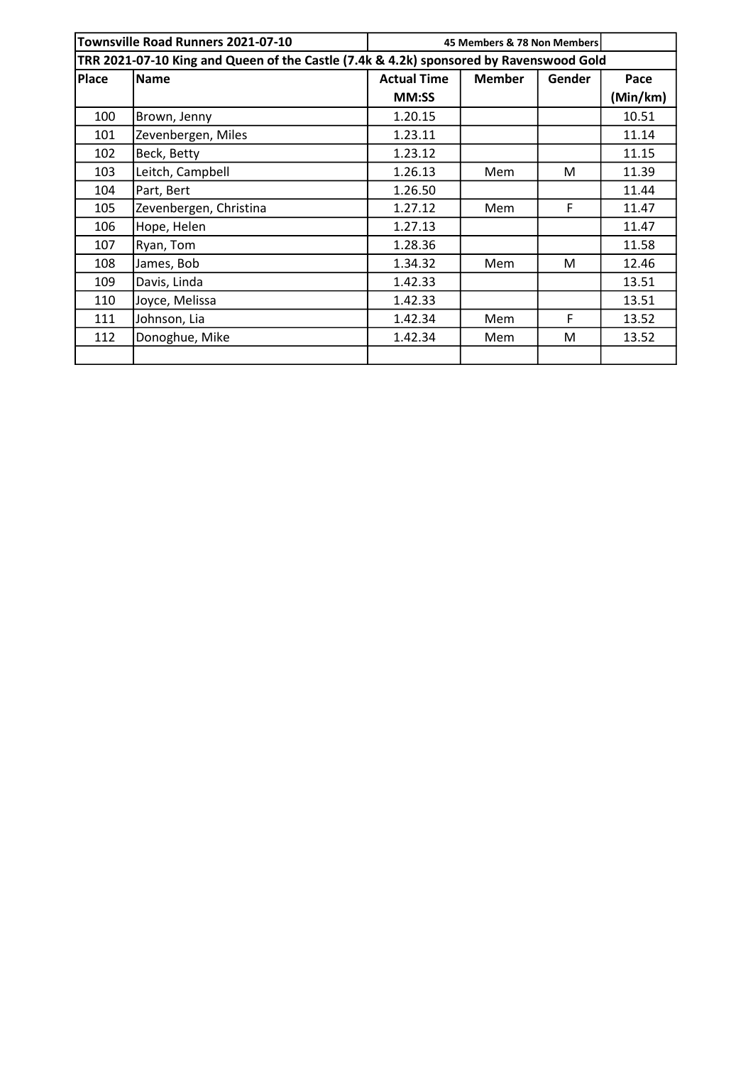| Townsville Road Runners 2021-07-10 | | 45 Members & 78 Non Members | | | |
|---|---|---|---|---|---|
| TRR 2021-07-10 King and Queen of the Castle (7.4k & 4.2k) sponsored by Ravenswood Gold | | | | | |
| Place | Name | Actual Time MM:SS | Member | Gender | Pace (Min/km) |
| 100 | Brown, Jenny | 1.20.15 | | | 10.51 |
| 101 | Zevenbergen, Miles | 1.23.11 | | | 11.14 |
| 102 | Beck, Betty | 1.23.12 | | | 11.15 |
| 103 | Leitch, Campbell | 1.26.13 | Mem | M | 11.39 |
| 104 | Part, Bert | 1.26.50 | | | 11.44 |
| 105 | Zevenbergen, Christina | 1.27.12 | Mem | F | 11.47 |
| 106 | Hope, Helen | 1.27.13 | | | 11.47 |
| 107 | Ryan, Tom | 1.28.36 | | | 11.58 |
| 108 | James, Bob | 1.34.32 | Mem | M | 12.46 |
| 109 | Davis, Linda | 1.42.33 | | | 13.51 |
| 110 | Joyce, Melissa | 1.42.33 | | | 13.51 |
| 111 | Johnson, Lia | 1.42.34 | Mem | F | 13.52 |
| 112 | Donoghue, Mike | 1.42.34 | Mem | M | 13.52 |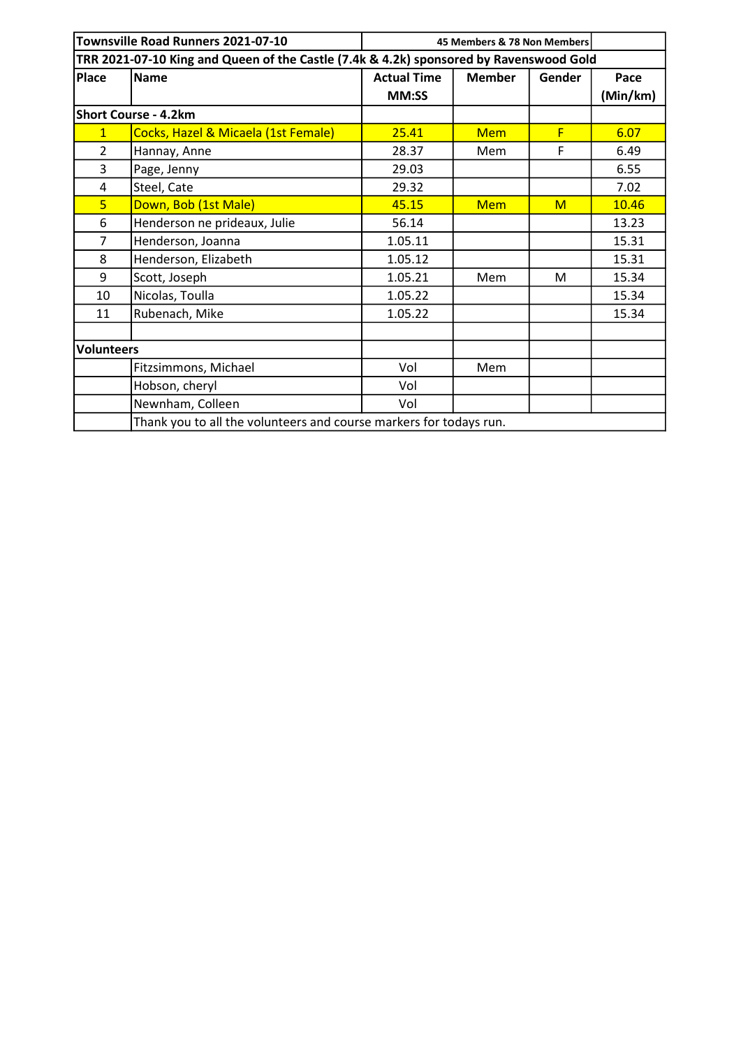| Townsville Road Runners 2021-07-10 | | 45 Members & 78 Non Members | | | |
|---|---|---|---|---|---|
| TRR 2021-07-10 King and Queen of the Castle (7.4k & 4.2k) sponsored by Ravenswood Gold | | | | | |
| **Place** | **Name** | **Actual Time MM:SS** | **Member** | **Gender** | **Pace (Min/km)** |
| **Short Course - 4.2km** | | | | | |
| 1 | Cocks, Hazel & Micaela (1st Female) | 25.41 | Mem | F | 6.07 |
| 2 | Hannay, Anne | 28.37 | Mem | F | 6.49 |
| 3 | Page, Jenny | 29.03 | | | 6.55 |
| 4 | Steel, Cate | 29.32 | | | 7.02 |
| 5 | Down, Bob (1st Male) | 45.15 | Mem | M | 10.46 |
| 6 | Henderson ne prideaux, Julie | 56.14 | | | 13.23 |
| 7 | Henderson, Joanna | 1.05.11 | | | 15.31 |
| 8 | Henderson, Elizabeth | 1.05.12 | | | 15.31 |
| 9 | Scott, Joseph | 1.05.21 | Mem | M | 15.34 |
| 10 | Nicolas, Toulla | 1.05.22 | | | 15.34 |
| 11 | Rubenach, Mike | 1.05.22 | | | 15.34 |
| | | | | | |
| **Volunteers** | | | | | |
| | Fitzsimmons, Michael | Vol | Mem | | |
| | Hobson, cheryl | Vol | | | |
| | Newnham, Colleen | Vol | | | |
| | Thank you to all the volunteers and course markers for todays run. | | | | |